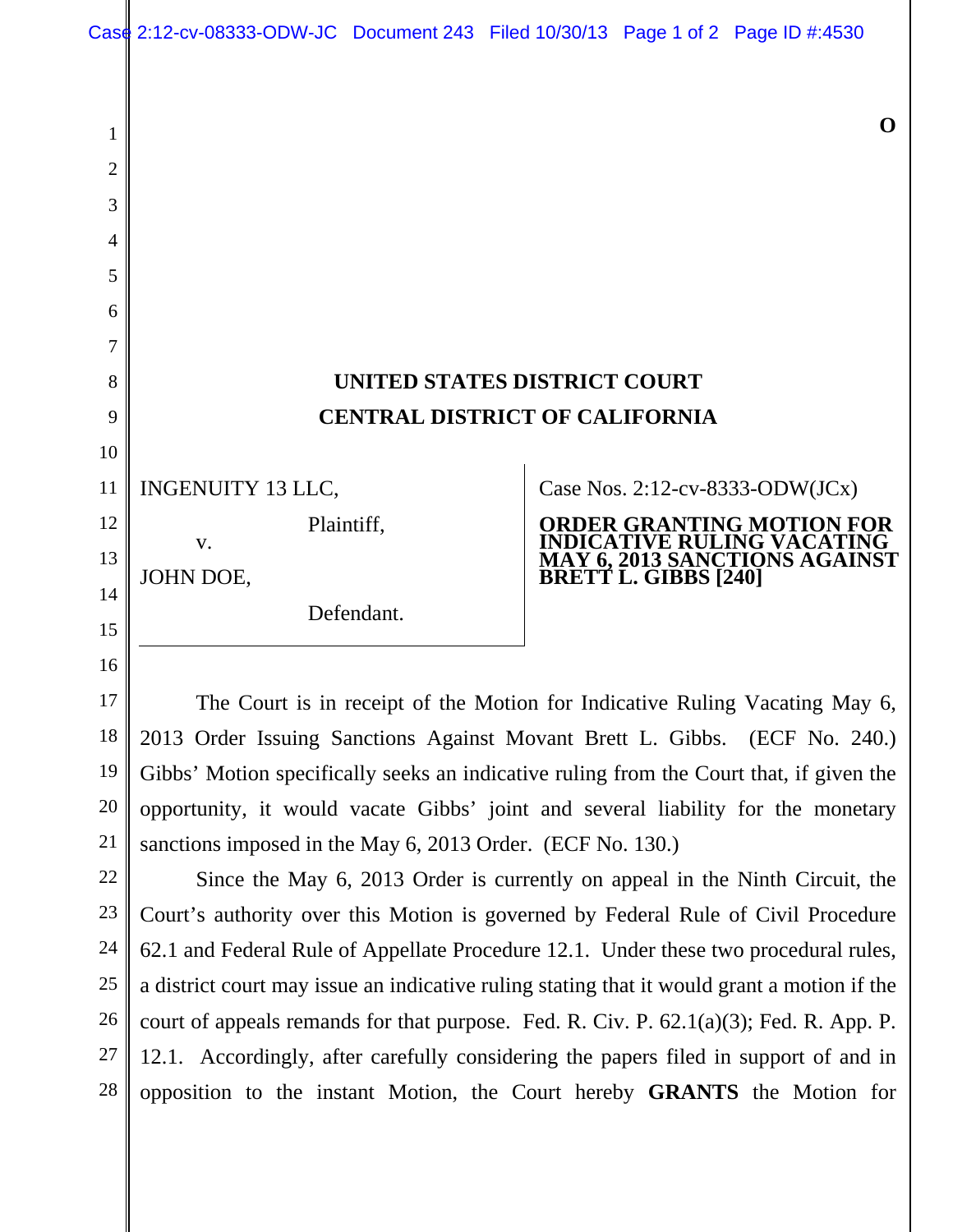O

# UNITED STATES DISTRICT COURT
# CENTRAL DISTRICT OF CALIFORNIA

INGENUITY 13 LLC,

Plaintiff,

v.

JOHN DOE,

Defendant.

Case Nos. 2:12-cv-8333-ODW(JCx)

**ORDER GRANTING MOTION FOR INDICATIVE RULING VACATING MAY 6, 2013 SANCTIONS AGAINST BRETT L. GIBBS [240]**

The Court is in receipt of the Motion for Indicative Ruling Vacating May 6, 2013 Order Issuing Sanctions Against Movant Brett L. Gibbs. (ECF No. 240.) Gibbs' Motion specifically seeks an indicative ruling from the Court that, if given the opportunity, it would vacate Gibbs' joint and several liability for the monetary sanctions imposed in the May 6, 2013 Order. (ECF No. 130.)

Since the May 6, 2013 Order is currently on appeal in the Ninth Circuit, the Court's authority over this Motion is governed by Federal Rule of Civil Procedure 62.1 and Federal Rule of Appellate Procedure 12.1. Under these two procedural rules, a district court may issue an indicative ruling stating that it would grant a motion if the court of appeals remands for that purpose. Fed. R. Civ. P. 62.1(a)(3); Fed. R. App. P. 12.1. Accordingly, after carefully considering the papers filed in support of and in opposition to the instant Motion, the Court hereby **GRANTS** the Motion for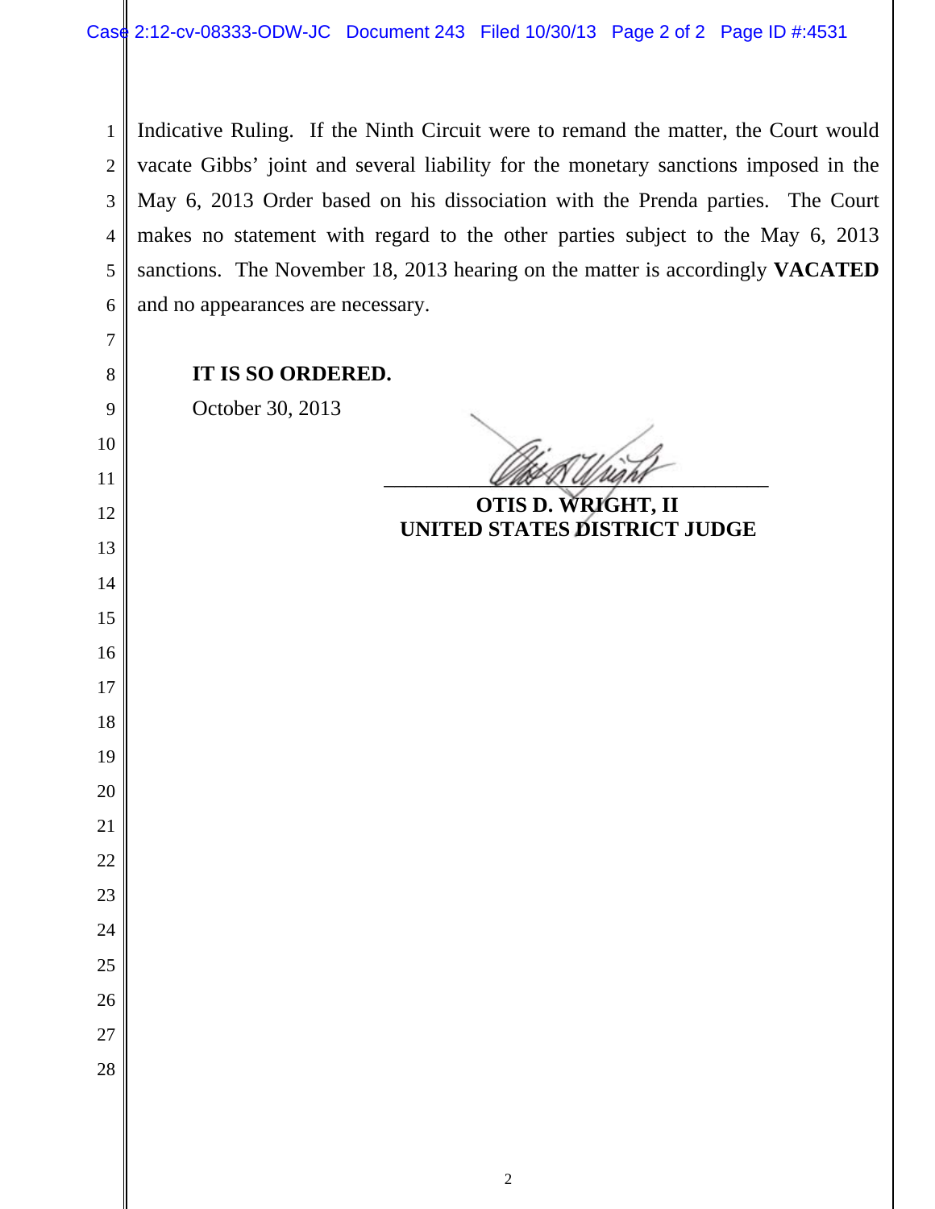Indicative Ruling. If the Ninth Circuit were to remand the matter, the Court would vacate Gibbs' joint and several liability for the monetary sanctions imposed in the May 6, 2013 Order based on his dissociation with the Prenda parties. The Court makes no statement with regard to the other parties subject to the May 6, 2013 sanctions. The November 18, 2013 hearing on the matter is accordingly **VACATED** and no appearances are necessary.

**IT IS SO ORDERED.**

October 30, 2013

**OTIS D. WRIGHT, II**
**UNITED STATES DISTRICT JUDGE**